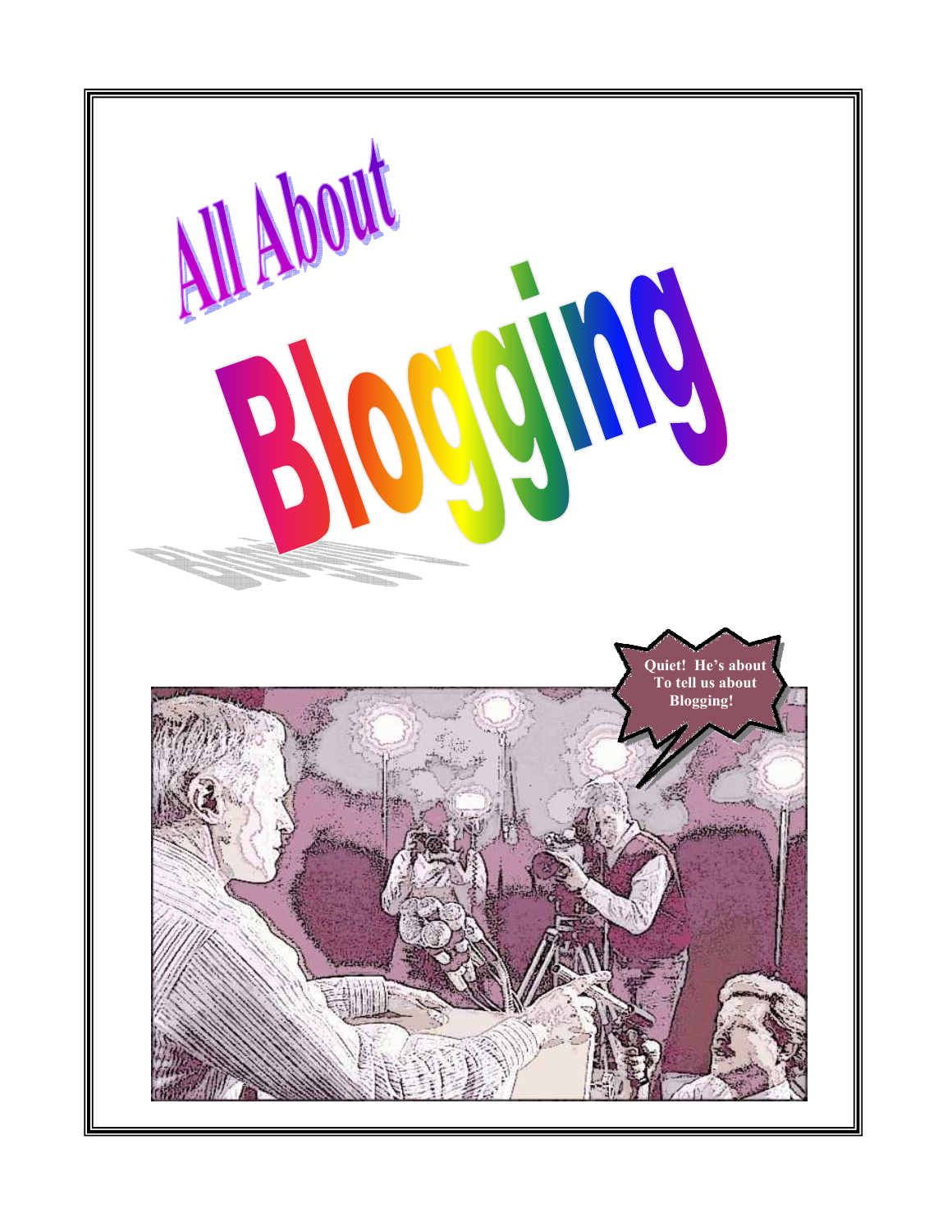# All About Blogging

Quiet! He's about To tell us about Blogging!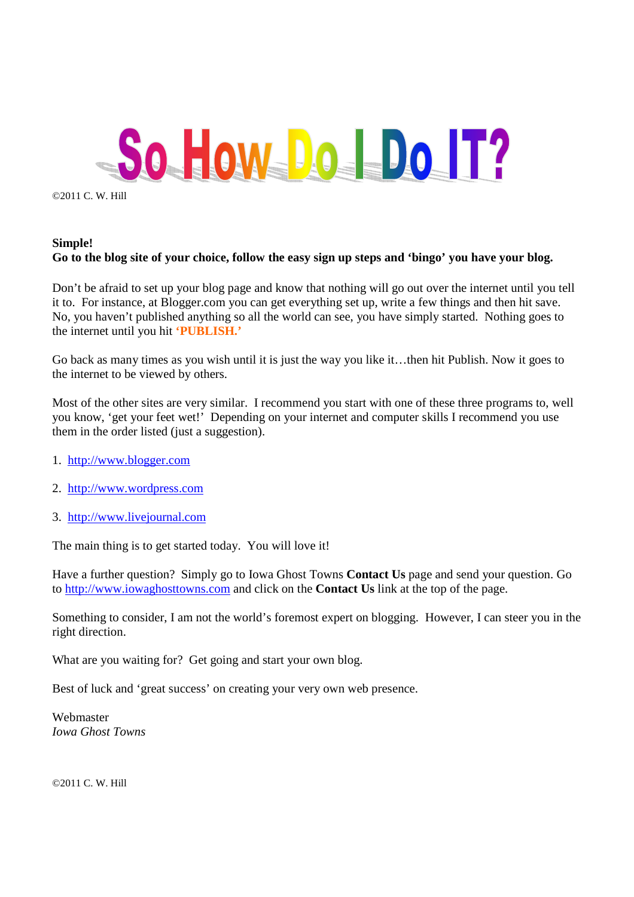# So How Do I Do IT?

©2011 C. W. Hill

**Simple!**
**Go to the blog site of your choice, follow the easy sign up steps and 'bingo' you have your blog.**

Don't be afraid to set up your blog page and know that nothing will go out over the internet until you tell it to. For instance, at Blogger.com you can get everything set up, write a few things and then hit save. No, you haven't published anything so all the world can see, you have simply started. Nothing goes to the internet until you hit **'PUBLISH.'**

Go back as many times as you wish until it is just the way you like it…then hit Publish. Now it goes to the internet to be viewed by others.

Most of the other sites are very similar. I recommend you start with one of these three programs to, well you know, 'get your feet wet!' Depending on your internet and computer skills I recommend you use them in the order listed (just a suggestion).

1. http://www.blogger.com
2. http://www.wordpress.com
3. http://www.livejournal.com

The main thing is to get started today. You will love it!

Have a further question? Simply go to Iowa Ghost Towns **Contact Us** page and send your question. Go to http://www.iowaghosttowns.com and click on the **Contact Us** link at the top of the page.

Something to consider, I am not the world's foremost expert on blogging. However, I can steer you in the right direction.

What are you waiting for? Get going and start your own blog.

Best of luck and 'great success' on creating your very own web presence.

Webmaster
*Iowa Ghost Towns*

©2011 C. W. Hill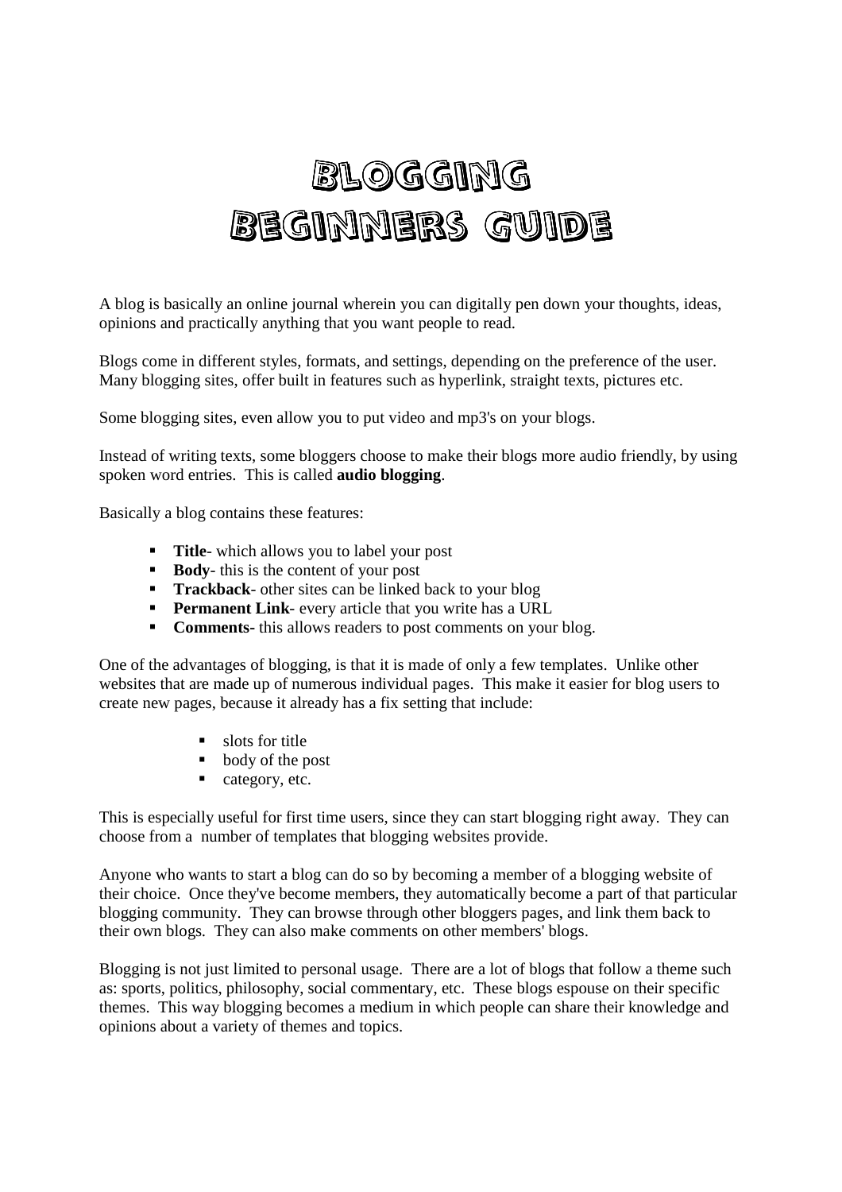# Blogging Beginners Guide

A blog is basically an online journal wherein you can digitally pen down your thoughts, ideas, opinions and practically anything that you want people to read.

Blogs come in different styles, formats, and settings, depending on the preference of the user. Many blogging sites, offer built in features such as hyperlink, straight texts, pictures etc.

Some blogging sites, even allow you to put video and mp3's on your blogs.

Instead of writing texts, some bloggers choose to make their blogs more audio friendly, by using spoken word entries. This is called **audio blogging**.

Basically a blog contains these features:

- **Title**- which allows you to label your post
- **Body**- this is the content of your post
- **Trackback**- other sites can be linked back to your blog
- **Permanent Link**- every article that you write has a URL
- **Comments-** this allows readers to post comments on your blog.

One of the advantages of blogging, is that it is made of only a few templates. Unlike other websites that are made up of numerous individual pages. This make it easier for blog users to create new pages, because it already has a fix setting that include:

- slots for title
- body of the post
- category, etc.

This is especially useful for first time users, since they can start blogging right away. They can choose from a number of templates that blogging websites provide.

Anyone who wants to start a blog can do so by becoming a member of a blogging website of their choice. Once they've become members, they automatically become a part of that particular blogging community. They can browse through other bloggers pages, and link them back to their own blogs. They can also make comments on other members' blogs.

Blogging is not just limited to personal usage. There are a lot of blogs that follow a theme such as: sports, politics, philosophy, social commentary, etc. These blogs espouse on their specific themes. This way blogging becomes a medium in which people can share their knowledge and opinions about a variety of themes and topics.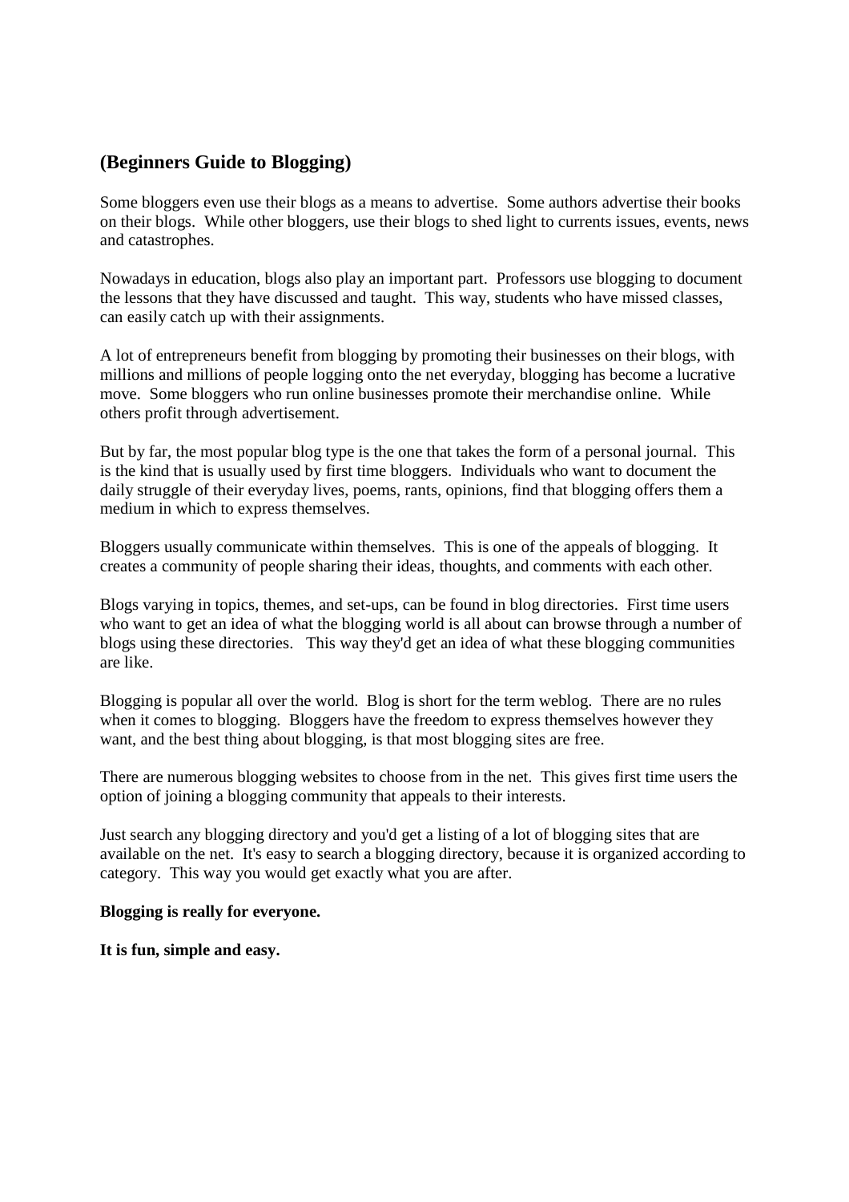## (Beginners Guide to Blogging)

Some bloggers even use their blogs as a means to advertise. Some authors advertise their books on their blogs. While other bloggers, use their blogs to shed light to currents issues, events, news and catastrophes.

Nowadays in education, blogs also play an important part. Professors use blogging to document the lessons that they have discussed and taught. This way, students who have missed classes, can easily catch up with their assignments.

A lot of entrepreneurs benefit from blogging by promoting their businesses on their blogs, with millions and millions of people logging onto the net everyday, blogging has become a lucrative move. Some bloggers who run online businesses promote their merchandise online. While others profit through advertisement.

But by far, the most popular blog type is the one that takes the form of a personal journal. This is the kind that is usually used by first time bloggers. Individuals who want to document the daily struggle of their everyday lives, poems, rants, opinions, find that blogging offers them a medium in which to express themselves.

Bloggers usually communicate within themselves. This is one of the appeals of blogging. It creates a community of people sharing their ideas, thoughts, and comments with each other.

Blogs varying in topics, themes, and set-ups, can be found in blog directories. First time users who want to get an idea of what the blogging world is all about can browse through a number of blogs using these directories. This way they'd get an idea of what these blogging communities are like.

Blogging is popular all over the world. Blog is short for the term weblog. There are no rules when it comes to blogging. Bloggers have the freedom to express themselves however they want, and the best thing about blogging, is that most blogging sites are free.

There are numerous blogging websites to choose from in the net. This gives first time users the option of joining a blogging community that appeals to their interests.

Just search any blogging directory and you'd get a listing of a lot of blogging sites that are available on the net. It's easy to search a blogging directory, because it is organized according to category. This way you would get exactly what you are after.

**Blogging is really for everyone.**

**It is fun, simple and easy.**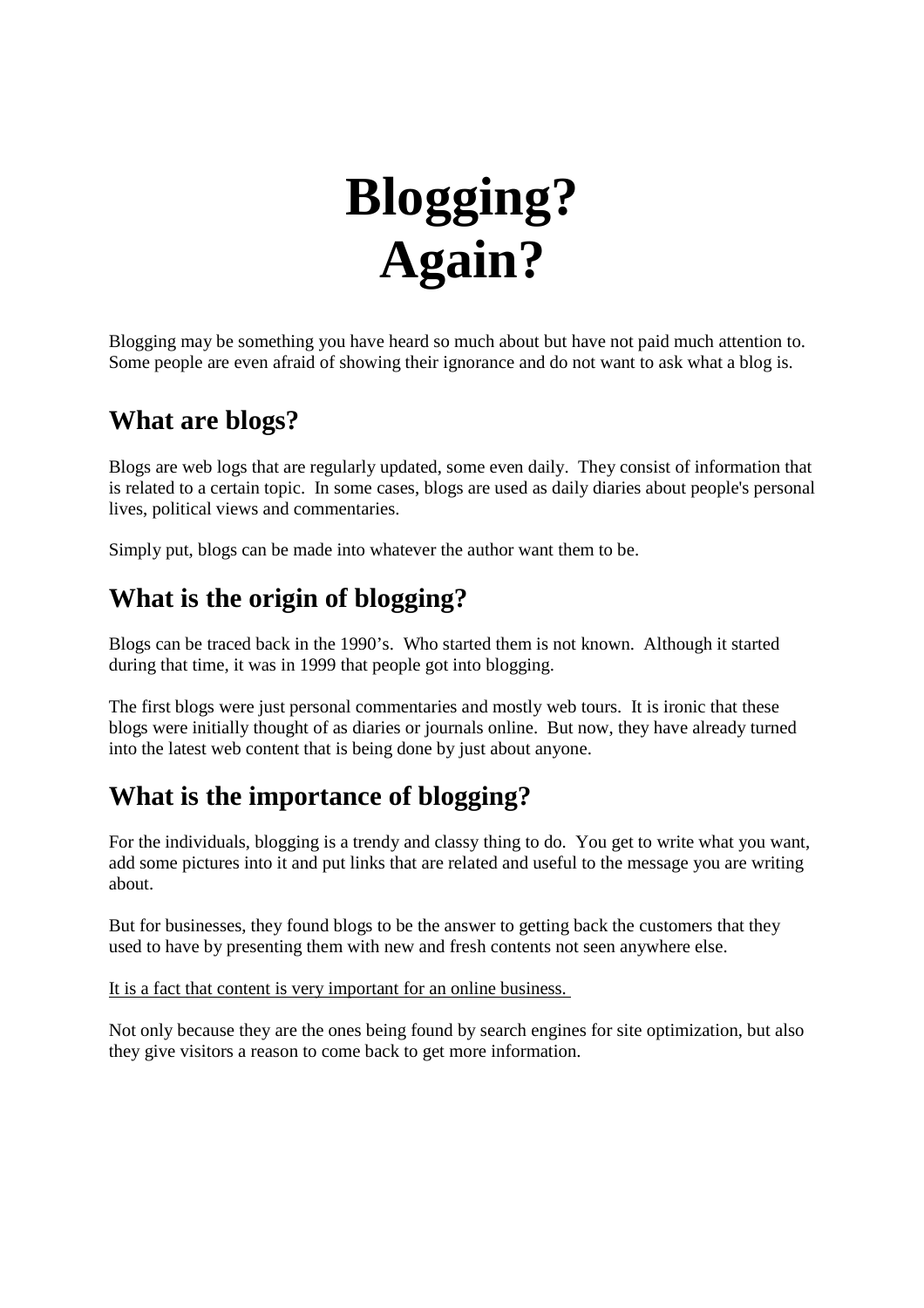# Blogging? Again?

Blogging may be something you have heard so much about but have not paid much attention to. Some people are even afraid of showing their ignorance and do not want to ask what a blog is.

## What are blogs?

Blogs are web logs that are regularly updated, some even daily. They consist of information that is related to a certain topic. In some cases, blogs are used as daily diaries about people's personal lives, political views and commentaries.

Simply put, blogs can be made into whatever the author want them to be.

## What is the origin of blogging?

Blogs can be traced back in the 1990's. Who started them is not known. Although it started during that time, it was in 1999 that people got into blogging.

The first blogs were just personal commentaries and mostly web tours. It is ironic that these blogs were initially thought of as diaries or journals online. But now, they have already turned into the latest web content that is being done by just about anyone.

## What is the importance of blogging?

For the individuals, blogging is a trendy and classy thing to do. You get to write what you want, add some pictures into it and put links that are related and useful to the message you are writing about.

But for businesses, they found blogs to be the answer to getting back the customers that they used to have by presenting them with new and fresh contents not seen anywhere else.

<u>It is a fact that content is very important for an online business.</u>

Not only because they are the ones being found by search engines for site optimization, but also they give visitors a reason to come back to get more information.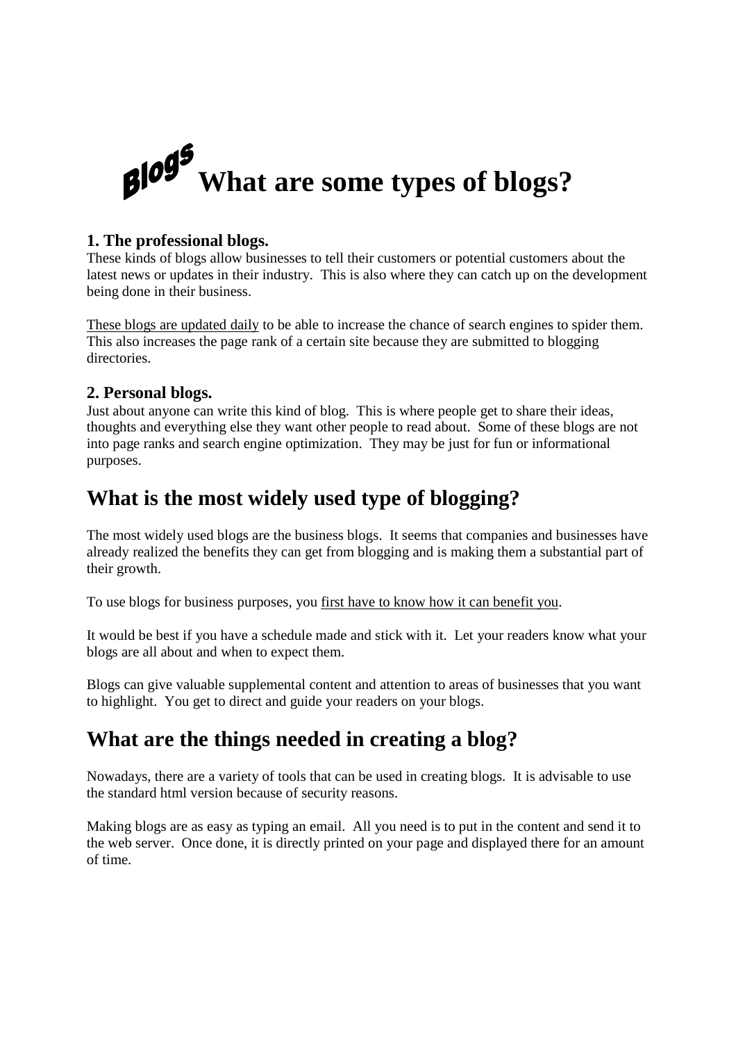# Blogs What are some types of blogs?

**1. The professional blogs.**
These kinds of blogs allow businesses to tell their customers or potential customers about the latest news or updates in their industry. This is also where they can catch up on the development being done in their business.

These blogs are updated daily to be able to increase the chance of search engines to spider them. This also increases the page rank of a certain site because they are submitted to blogging directories.

**2. Personal blogs.**
Just about anyone can write this kind of blog. This is where people get to share their ideas, thoughts and everything else they want other people to read about. Some of these blogs are not into page ranks and search engine optimization. They may be just for fun or informational purposes.

## What is the most widely used type of blogging?

The most widely used blogs are the business blogs. It seems that companies and businesses have already realized the benefits they can get from blogging and is making them a substantial part of their growth.

To use blogs for business purposes, you first have to know how it can benefit you.

It would be best if you have a schedule made and stick with it. Let your readers know what your blogs are all about and when to expect them.

Blogs can give valuable supplemental content and attention to areas of businesses that you want to highlight. You get to direct and guide your readers on your blogs.

## What are the things needed in creating a blog?

Nowadays, there are a variety of tools that can be used in creating blogs. It is advisable to use the standard html version because of security reasons.

Making blogs are as easy as typing an email. All you need is to put in the content and send it to the web server. Once done, it is directly printed on your page and displayed there for an amount of time.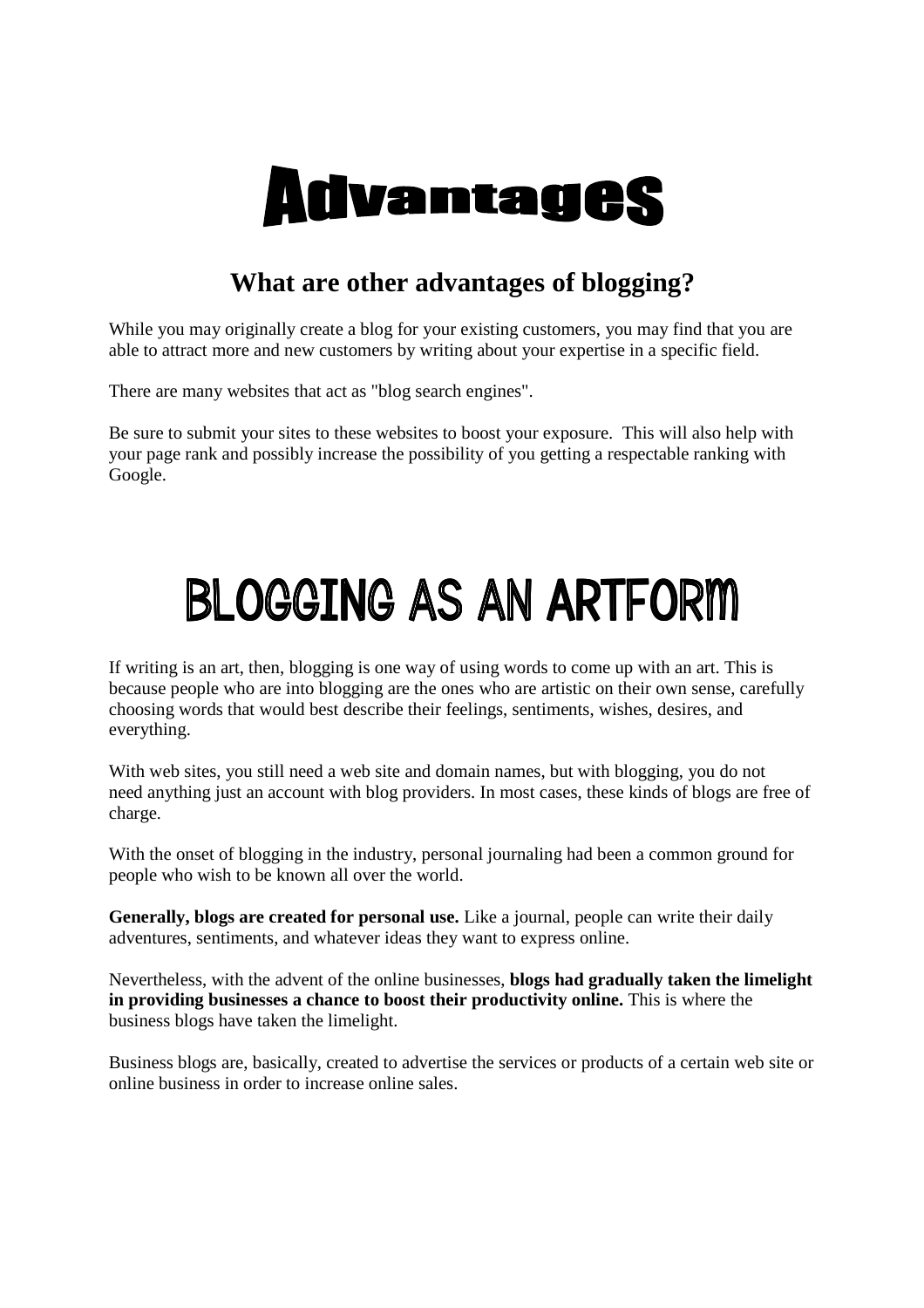# Advantages

## What are other advantages of blogging?

While you may originally create a blog for your existing customers, you may find that you are able to attract more and new customers by writing about your expertise in a specific field.

There are many websites that act as "blog search engines".

Be sure to submit your sites to these websites to boost your exposure. This will also help with your page rank and possibly increase the possibility of you getting a respectable ranking with Google.

# BLOGGING AS AN ARTFORM

If writing is an art, then, blogging is one way of using words to come up with an art. This is because people who are into blogging are the ones who are artistic on their own sense, carefully choosing words that would best describe their feelings, sentiments, wishes, desires, and everything.

With web sites, you still need a web site and domain names, but with blogging, you do not need anything just an account with blog providers. In most cases, these kinds of blogs are free of charge.

With the onset of blogging in the industry, personal journaling had been a common ground for people who wish to be known all over the world.

**Generally, blogs are created for personal use.** Like a journal, people can write their daily adventures, sentiments, and whatever ideas they want to express online.

Nevertheless, with the advent of the online businesses, **blogs had gradually taken the limelight in providing businesses a chance to boost their productivity online.** This is where the business blogs have taken the limelight.

Business blogs are, basically, created to advertise the services or products of a certain web site or online business in order to increase online sales.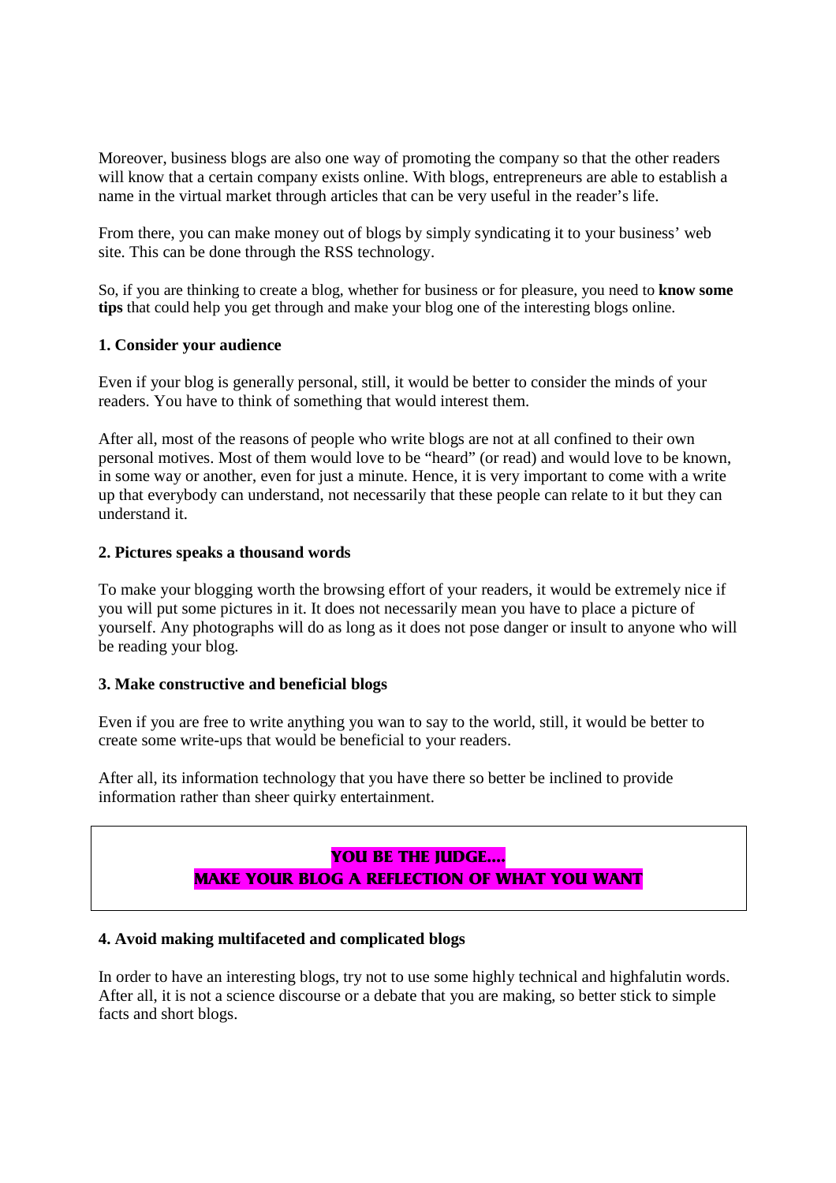Moreover, business blogs are also one way of promoting the company so that the other readers will know that a certain company exists online. With blogs, entrepreneurs are able to establish a name in the virtual market through articles that can be very useful in the reader's life.

From there, you can make money out of blogs by simply syndicating it to your business' web site. This can be done through the RSS technology.

So, if you are thinking to create a blog, whether for business or for pleasure, you need to **know some tips** that could help you get through and make your blog one of the interesting blogs online.

**1. Consider your audience**

Even if your blog is generally personal, still, it would be better to consider the minds of your readers. You have to think of something that would interest them.

After all, most of the reasons of people who write blogs are not at all confined to their own personal motives. Most of them would love to be "heard" (or read) and would love to be known, in some way or another, even for just a minute. Hence, it is very important to come with a write up that everybody can understand, not necessarily that these people can relate to it but they can understand it.

**2. Pictures speaks a thousand words**

To make your blogging worth the browsing effort of your readers, it would be extremely nice if you will put some pictures in it. It does not necessarily mean you have to place a picture of yourself. Any photographs will do as long as it does not pose danger or insult to anyone who will be reading your blog.

**3. Make constructive and beneficial blogs**

Even if you are free to write anything you wan to say to the world, still, it would be better to create some write-ups that would be beneficial to your readers.

After all, its information technology that you have there so better be inclined to provide information rather than sheer quirky entertainment.

**YOU BE THE JUDGE….**
**MAKE YOUR BLOG A REFLECTION OF WHAT YOU WANT**

**4. Avoid making multifaceted and complicated blogs**

In order to have an interesting blogs, try not to use some highly technical and highfalutin words. After all, it is not a science discourse or a debate that you are making, so better stick to simple facts and short blogs.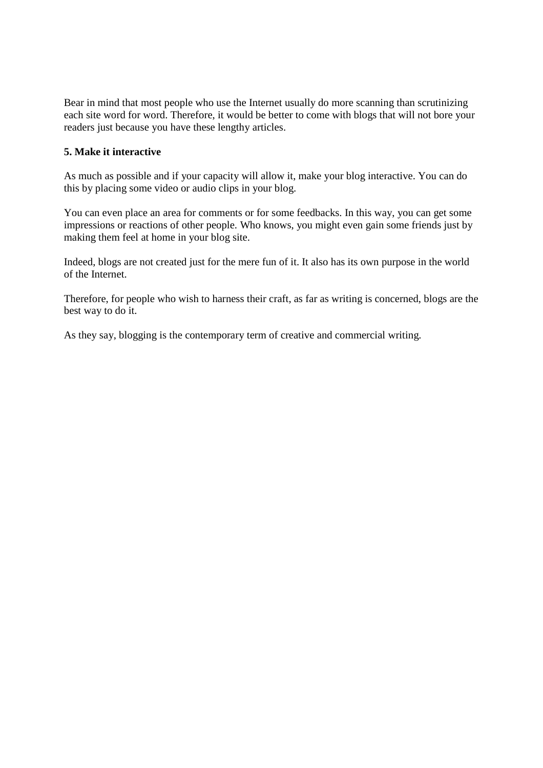Bear in mind that most people who use the Internet usually do more scanning than scrutinizing each site word for word. Therefore, it would be better to come with blogs that will not bore your readers just because you have these lengthy articles.

**5. Make it interactive**

As much as possible and if your capacity will allow it, make your blog interactive. You can do this by placing some video or audio clips in your blog.

You can even place an area for comments or for some feedbacks. In this way, you can get some impressions or reactions of other people. Who knows, you might even gain some friends just by making them feel at home in your blog site.

Indeed, blogs are not created just for the mere fun of it. It also has its own purpose in the world of the Internet.

Therefore, for people who wish to harness their craft, as far as writing is concerned, blogs are the best way to do it.

As they say, blogging is the contemporary term of creative and commercial writing.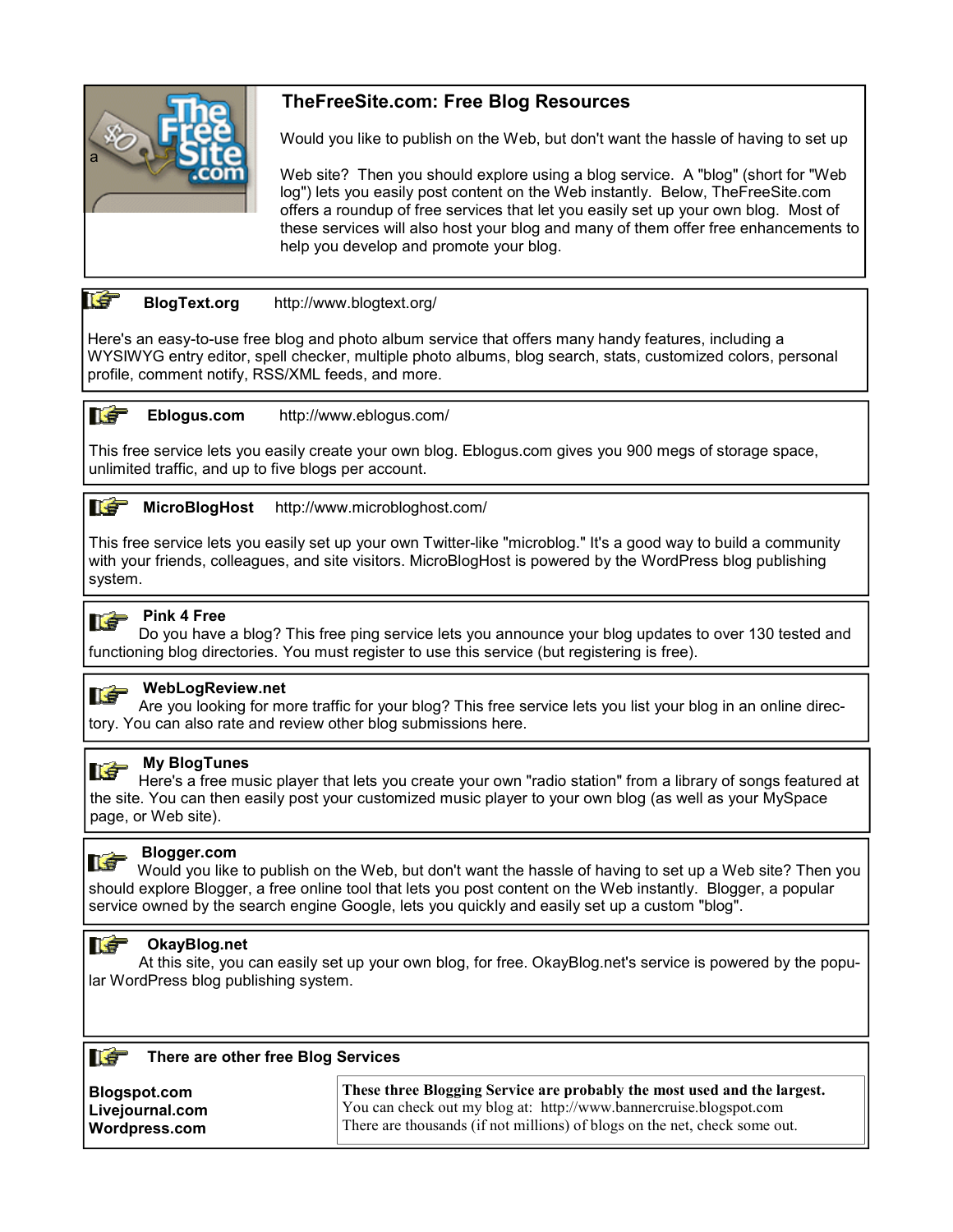## TheFreeSite.com: Free Blog Resources

Would you like to publish on the Web, but don't want the hassle of having to set up

Web site? Then you should explore using a blog service. A "blog" (short for "Web log") lets you easily post content on the Web instantly. Below, TheFreeSite.com offers a roundup of free services that let you easily set up your own blog. Most of these services will also host your blog and many of them offer free enhancements to help you develop and promote your blog.

### BlogText.org http://www.blogtext.org/

Here's an easy-to-use free blog and photo album service that offers many handy features, including a WYSIWYG entry editor, spell checker, multiple photo albums, blog search, stats, customized colors, personal profile, comment notify, RSS/XML feeds, and more.

### Eblogus.com http://www.eblogus.com/

This free service lets you easily create your own blog. Eblogus.com gives you 900 megs of storage space, unlimited traffic, and up to five blogs per account.

### MicroBlogHost http://www.microbloghost.com/

This free service lets you easily set up your own Twitter-like "microblog." It's a good way to build a community with your friends, colleagues, and site visitors. MicroBlogHost is powered by the WordPress blog publishing system.

### Pink 4 Free

Do you have a blog? This free ping service lets you announce your blog updates to over 130 tested and functioning blog directories. You must register to use this service (but registering is free).

### WebLogReview.net

Are you looking for more traffic for your blog? This free service lets you list your blog in an online directory. You can also rate and review other blog submissions here.

### My BlogTunes

Here's a free music player that lets you create your own "radio station" from a library of songs featured at the site. You can then easily post your customized music player to your own blog (as well as your MySpace page, or Web site).

### Blogger.com

Would you like to publish on the Web, but don't want the hassle of having to set up a Web site? Then you should explore Blogger, a free online tool that lets you post content on the Web instantly. Blogger, a popular service owned by the search engine Google, lets you quickly and easily set up a custom "blog".

### OkayBlog.net

At this site, you can easily set up your own blog, for free. OkayBlog.net's service is powered by the popular WordPress blog publishing system.

### There are other free Blog Services

**Blogspot.com**
**Livejournal.com**
**Wordpress.com**

**These three Blogging Service are probably the most used and the largest.**
You can check out my blog at: http://www.bannercruise.blogspot.com
There are thousands (if not millions) of blogs on the net, check some out.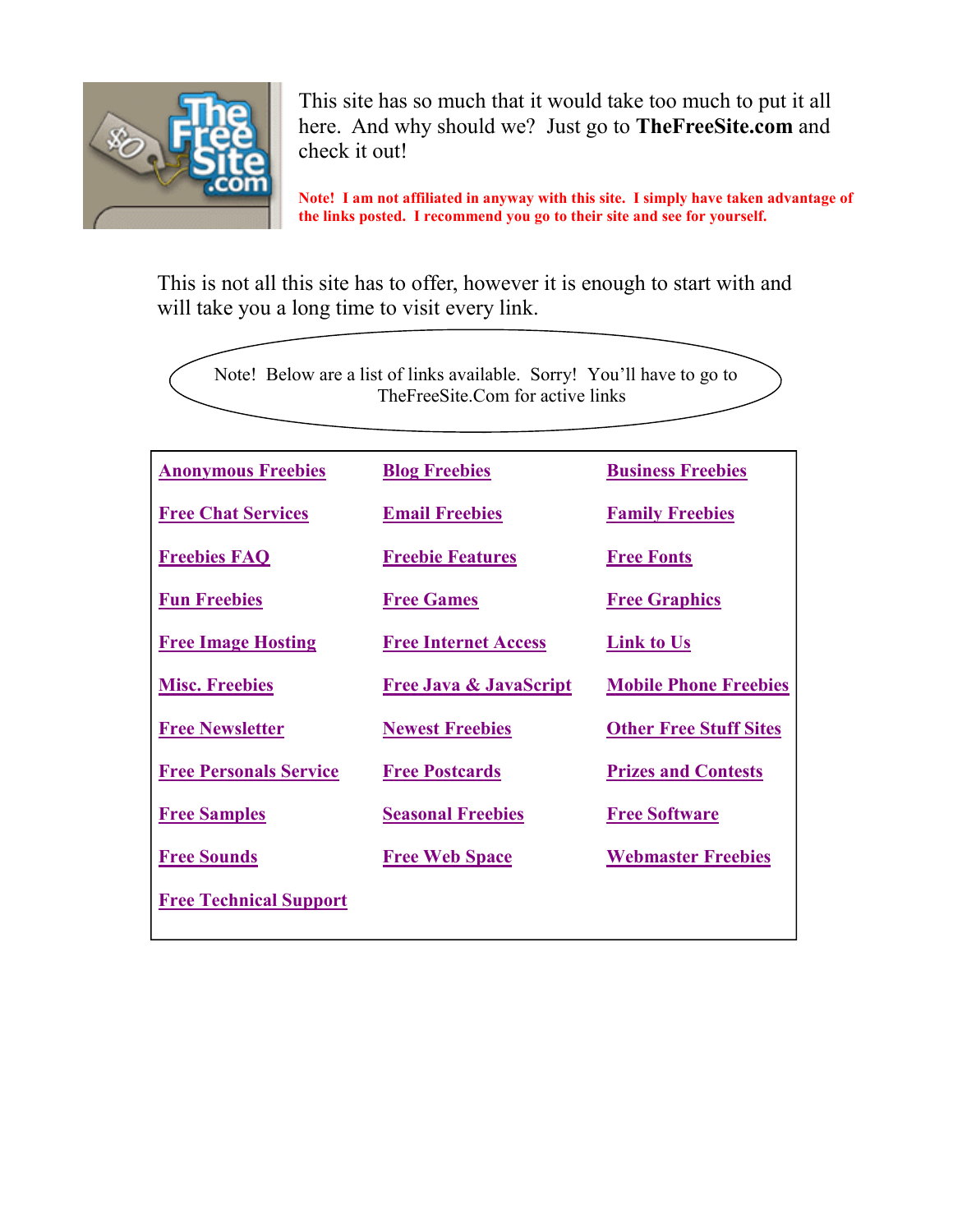This site has so much that it would take too much to put it all here. And why should we? Just go to **TheFreeSite.com** and check it out!

**Note! I am not affiliated in anyway with this site. I simply have taken advantage of the links posted. I recommend you go to their site and see for yourself.**

This is not all this site has to offer, however it is enough to start with and will take you a long time to visit every link.

Note! Below are a list of links available. Sorry! You'll have to go to TheFreeSite.Com for active links

| | | |
|---|---|---|
| **Anonymous Freebies** | **Blog Freebies** | **Business Freebies** |
| **Free Chat Services** | **Email Freebies** | **Family Freebies** |
| **Freebies FAQ** | **Freebie Features** | **Free Fonts** |
| **Fun Freebies** | **Free Games** | **Free Graphics** |
| **Free Image Hosting** | **Free Internet Access** | **Link to Us** |
| **Misc. Freebies** | **Free Java & JavaScript** | **Mobile Phone Freebies** |
| **Free Newsletter** | **Newest Freebies** | **Other Free Stuff Sites** |
| **Free Personals Service** | **Free Postcards** | **Prizes and Contests** |
| **Free Samples** | **Seasonal Freebies** | **Free Software** |
| **Free Sounds** | **Free Web Space** | **Webmaster Freebies** |
| **Free Technical Support** | | |